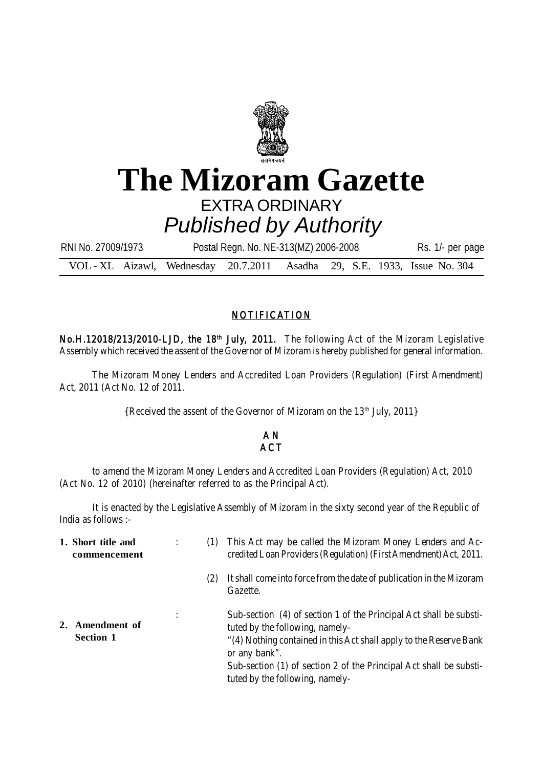# The Mizoram Gazette

EXTRA ORDINARY

*Published by Authority*

RNI No. 27009/1973 Postal Regn. No. NE-313(MZ) 2006-2008 Rs. 1/- per page

VOL - XL Aizawl, Wednesday 20.7.2011 Asadha 29, S.E. 1933, Issue No. 304

## NOTIFICATION

**No.H.12018/213/2010-LJD, the 18th July, 2011.** The following Act of the Mizoram Legislative Assembly which received the assent of the Governor of Mizoram is hereby published for general information.

The Mizoram Money Lenders and Accredited Loan Providers (Regulation) (First Amendment) Act, 2011 (Act No. 12 of 2011.

{Received the assent of the Governor of Mizoram on the 13th July, 2011}

## AN ACT

to amend the Mizoram Money Lenders and Accredited Loan Providers (Regulation) Act, 2010 (Act No. 12 of 2010) (hereinafter referred to as the Principal Act).

It is enacted by the Legislative Assembly of Mizoram in the sixty second year of the Republic of India as follows :-

**1. Short title and commencement** :

(1) This Act may be called the Mizoram Money Lenders and Accredited Loan Providers (Regulation) (First Amendment) Act, 2011.

(2) It shall come into force from the date of publication in the Mizoram Gazette.

**2. Amendment of Section 1** :

Sub-section (4) of section 1 of the Principal Act shall be substituted by the following, namely-

"(4) Nothing contained in this Act shall apply to the Reserve Bank or any bank".

Sub-section (1) of section 2 of the Principal Act shall be substituted by the following, namely-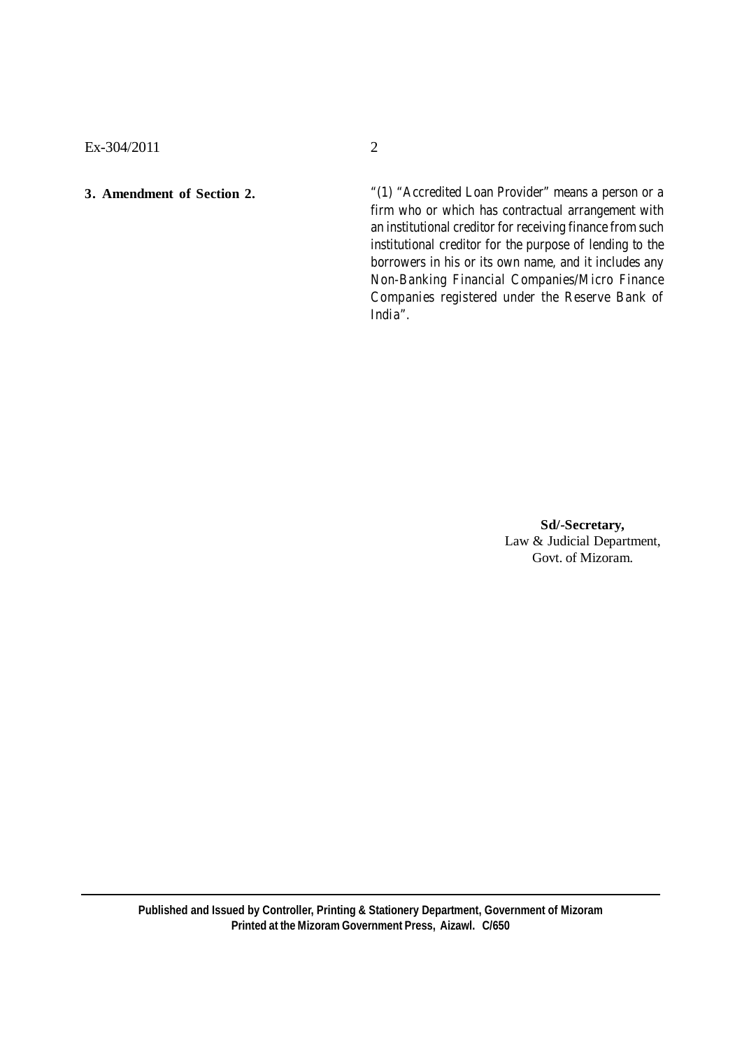**3. Amendment of Section 2.**

"(1) "Accredited Loan Provider" means a person or a firm who or which has contractual arrangement with an institutional creditor for receiving finance from such institutional creditor for the purpose of lending to the borrowers in his or its own name, and it includes any Non-Banking Financial Companies/Micro Finance Companies registered under the Reserve Bank of India".

**Sd/-Secretary,**
Law & Judicial Department,
Govt. of Mizoram.

---

**Published and Issued by Controller, Printing & Stationery Department, Government of Mizoram**
**Printed at the Mizoram Government Press, Aizawl. C/650**